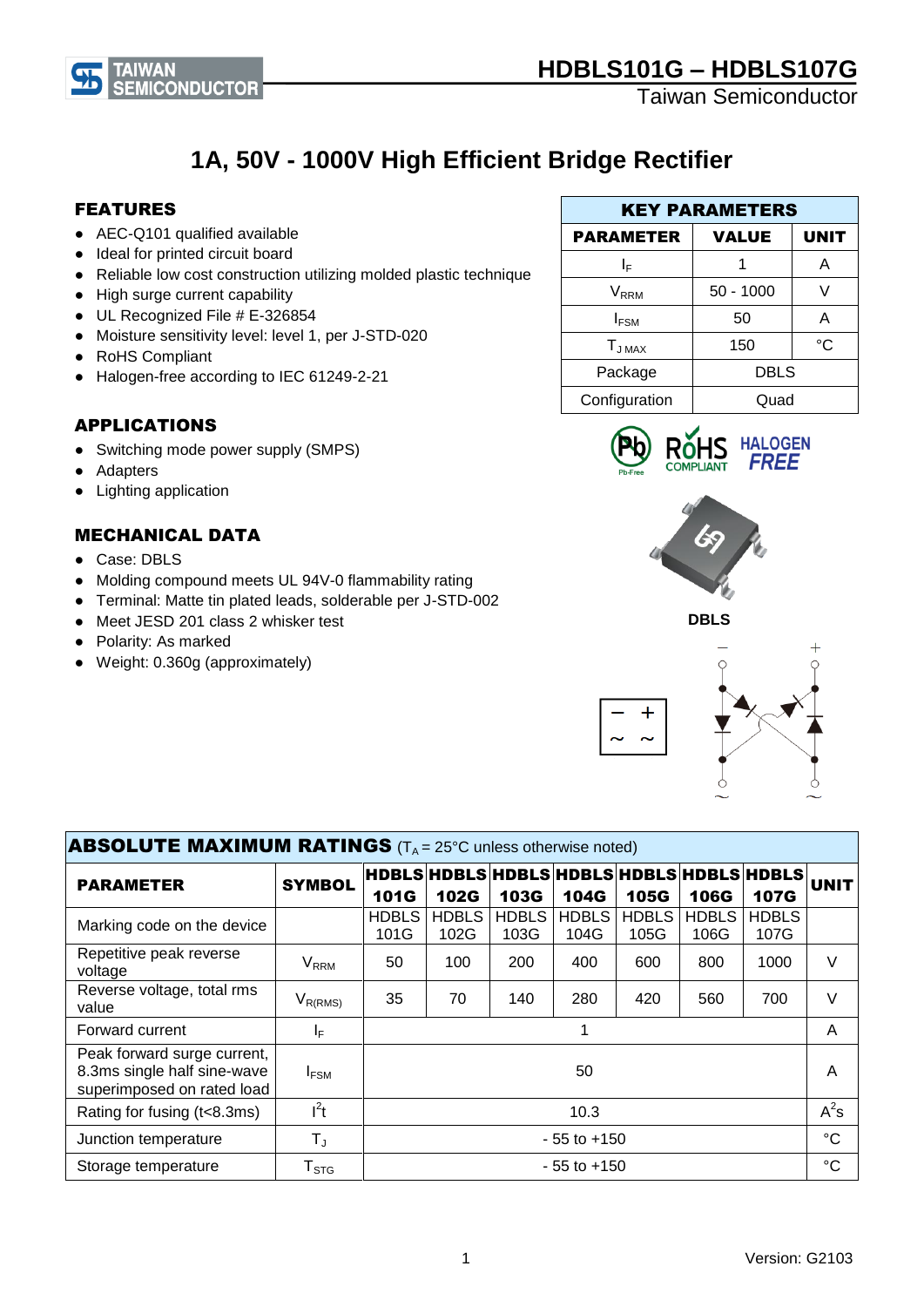# HDBLS101G – HDBLS107G

Taiwan Semiconductor

## 1A, 50V - 1000V High Efficient Bridge Rectifier

### FEATURES

- AEC-Q101 qualified available
- Ideal for printed circuit board
- Reliable low cost construction utilizing molded plastic technique
- High surge current capability
- UL Recognized File # E-326854
- Moisture sensitivity level: level 1, per J-STD-020
- RoHS Compliant
- Halogen-free according to IEC 61249-2-21

| KEY PARAMETERS | | |
|---|---|---|
| **PARAMETER** | **VALUE** | **UNIT** |
| $I_F$ | 1 | A |
| $V_{RRM}$ | 50 - 1000 | V |
| $I_{FSM}$ | 50 | A |
| $T_{J\,MAX}$ | 150 | °C |
| Package | DBLS | |
| Configuration | Quad | |

### APPLICATIONS

- Switching mode power supply (SMPS)
- Adapters
- Lighting application

### MECHANICAL DATA

- Case: DBLS
- Molding compound meets UL 94V-0 flammability rating
- Terminal: Matte tin plated leads, solderable per J-STD-002
- Meet JESD 201 class 2 whisker test
- Polarity: As marked
- Weight: 0.360g (approximately)

DBLS

### ABSOLUTE MAXIMUM RATINGS ($T_A$ = 25°C unless otherwise noted)

| PARAMETER | SYMBOL | HDBLS 101G | HDBLS 102G | HDBLS 103G | HDBLS 104G | HDBLS 105G | HDBLS 106G | HDBLS 107G | UNIT |
|---|---|---|---|---|---|---|---|---|---|
| Marking code on the device | | HDBLS 101G | HDBLS 102G | HDBLS 103G | HDBLS 104G | HDBLS 105G | HDBLS 106G | HDBLS 107G | |
| Repetitive peak reverse voltage | $V_{RRM}$ | 50 | 100 | 200 | 400 | 600 | 800 | 1000 | V |
| Reverse voltage, total rms value | $V_{R(RMS)}$ | 35 | 70 | 140 | 280 | 420 | 560 | 700 | V |
| Forward current | $I_F$ | 1 | | | | | | | A |
| Peak forward surge current, 8.3ms single half sine-wave superimposed on rated load | $I_{FSM}$ | 50 | | | | | | | A |
| Rating for fusing (t<8.3ms) | $I^2t$ | 10.3 | | | | | | | $A^2s$ |
| Junction temperature | $T_J$ | - 55 to +150 | | | | | | | °C |
| Storage temperature | $T_{STG}$ | - 55 to +150 | | | | | | | °C |

Version: G2103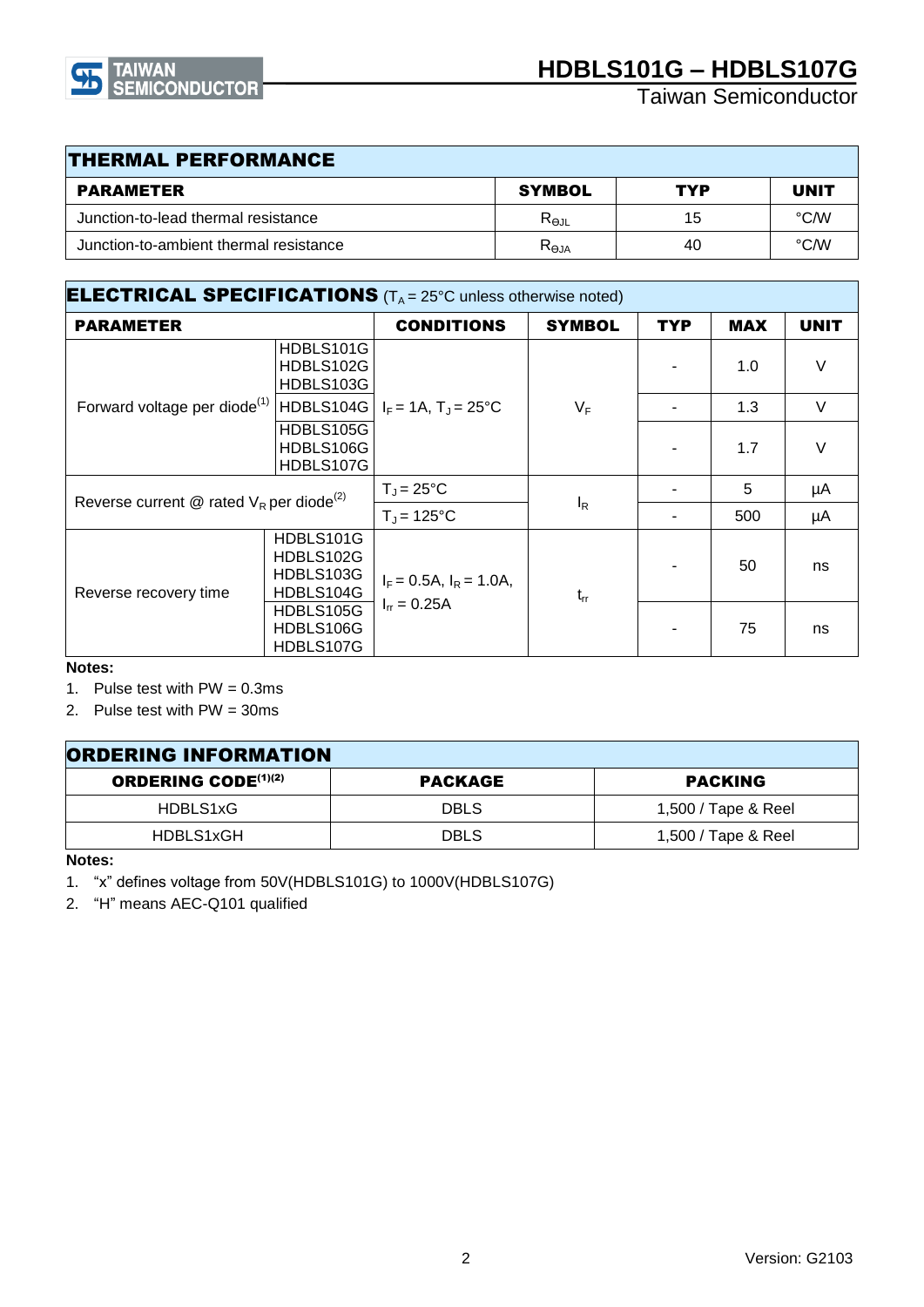## THERMAL PERFORMANCE

| PARAMETER | SYMBOL | TYP | UNIT |
|---|---|---|---|
| Junction-to-lead thermal resistance | $R_{\Theta JL}$ | 15 | °C/W |
| Junction-to-ambient thermal resistance | $R_{\Theta JA}$ | 40 | °C/W |

## ELECTRICAL SPECIFICATIONS ($T_A$ = 25°C unless otherwise noted)

| PARAMETER | | CONDITIONS | SYMBOL | TYP | MAX | UNIT |
|---|---|---|---|---|---|---|
| Forward voltage per diode[1] | HDBLS101G HDBLS102G HDBLS103G | $I_F$ = 1A, $T_J$ = 25°C | $V_F$ | - | 1.0 | V |
| | HDBLS104G | | | - | 1.3 | V |
| | HDBLS105G HDBLS106G HDBLS107G | | | - | 1.7 | V |
| Reverse current @ rated $V_R$ per diode[2] | | $T_J$ = 25°C | $I_R$ | - | 5 | µA |
| | | $T_J$ = 125°C | | - | 500 | µA |
| Reverse recovery time | HDBLS101G HDBLS102G HDBLS103G HDBLS104G | $I_F$ = 0.5A, $I_R$ = 1.0A, $I_{rr}$ = 0.25A | $t_{rr}$ | - | 50 | ns |
| | HDBLS105G HDBLS106G HDBLS107G | | | - | 75 | ns |

**Notes:**

1. Pulse test with PW = 0.3ms
2. Pulse test with PW = 30ms

## ORDERING INFORMATION

| ORDERING CODE[1][2] | PACKAGE | PACKING |
|---|---|---|
| HDBLS1xG | DBLS | 1,500 / Tape & Reel |
| HDBLS1xGH | DBLS | 1,500 / Tape & Reel |

**Notes:**

1. "x" defines voltage from 50V(HDBLS101G) to 1000V(HDBLS107G)
2. "H" means AEC-Q101 qualified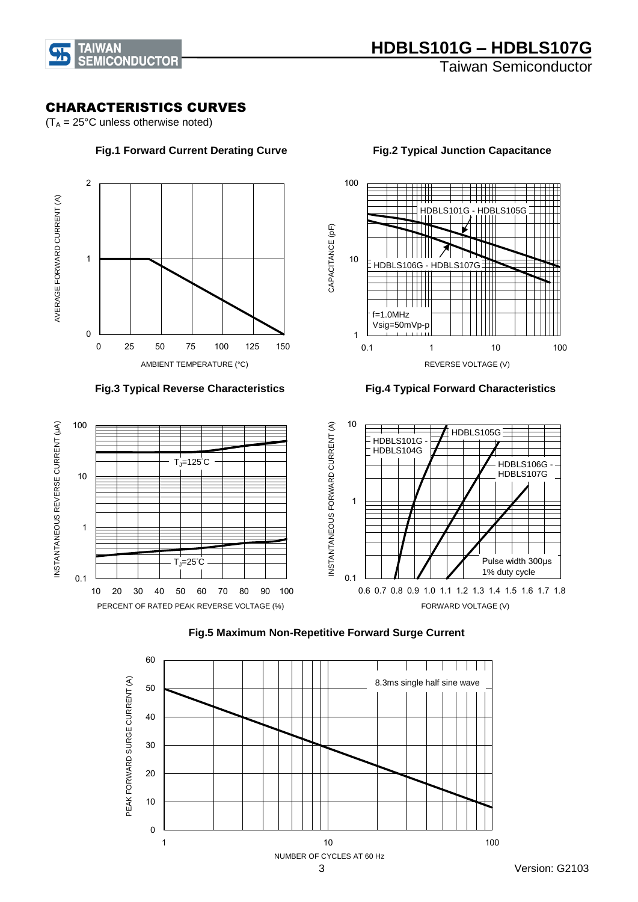## CHARACTERISTICS CURVES

($T_A$ = 25°C unless otherwise noted)

**Fig.1 Forward Current Derating Curve**

AVERAGE FORWARD CURRENT (A)

AMBIENT TEMPERATURE (°C)

**Fig.2 Typical Junction Capacitance**

HDBLS101G - HDBLS105G

HDBLS106G - HDBLS107G

f=1.0MHz
Vsig=50mVp-p

CAPACITANCE (pF)

REVERSE VOLTAGE (V)

**Fig.3 Typical Reverse Characteristics**

$T_J$=125°C

$T_J$=25°C

INSTANTANEOUS REVERSE CURRENT (μA)

PERCENT OF RATED PEAK REVERSE VOLTAGE (%)

**Fig.4 Typical Forward Characteristics**

HDBLS101G - HDBLS104G

HDBLS105G

HDBLS106G - HDBLS107G

Pulse width 300μs
1% duty cycle

INSTANTANEOUS FORWARD CURRENT (A)

FORWARD VOLTAGE (V)

**Fig.5 Maximum Non-Repetitive Forward Surge Current**

8.3ms single half sine wave

PEAK FORWARD SURGE CURRENT (A)

NUMBER OF CYCLES AT 60 Hz

Version: G2103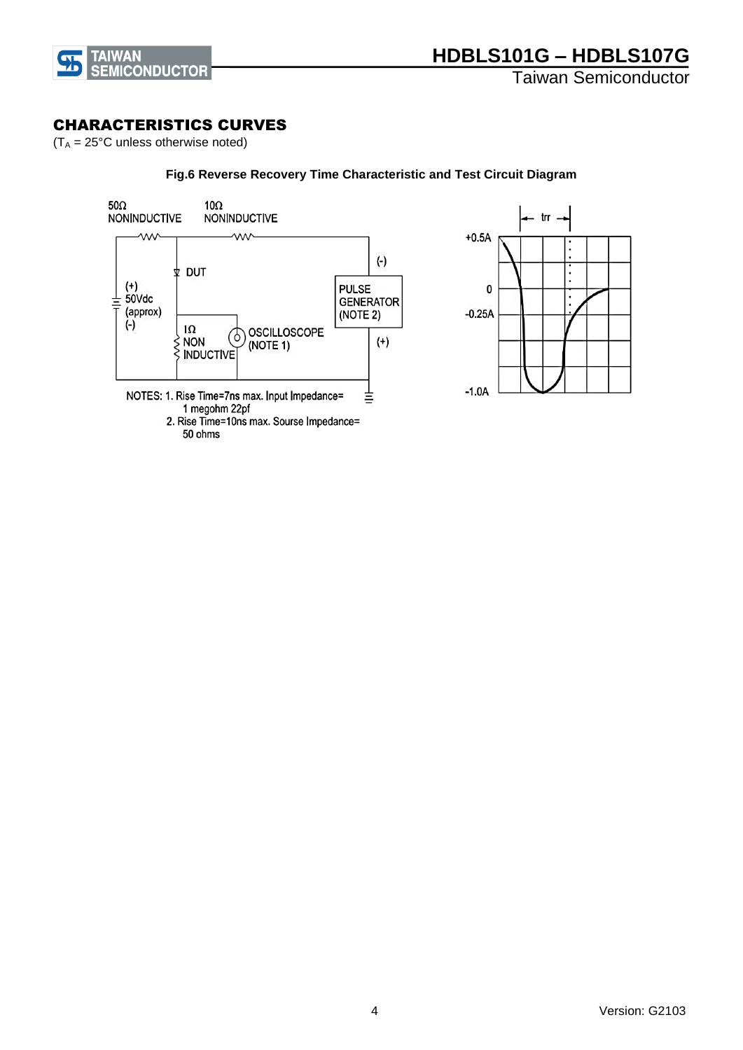## CHARACTERISTICS CURVES

($T_A$ = 25°C unless otherwise noted)

**Fig.6 Reverse Recovery Time Characteristic and Test Circuit Diagram**

50Ω NONINDUCTIVE

10Ω NONINDUCTIVE

DUT

(+) 50Vdc (approx) (-)

1Ω NON INDUCTIVE

OSCILLOSCOPE (NOTE 1)

PULSE GENERATOR (NOTE 2)

(-)

(+)

NOTES: 1. Rise Time=7ns max. Input Impedance= 1 megohm 22pf

2. Rise Time=10ns max. Sourse Impedance= 50 ohms

trr

+0.5A

0

-0.25A

-1.0A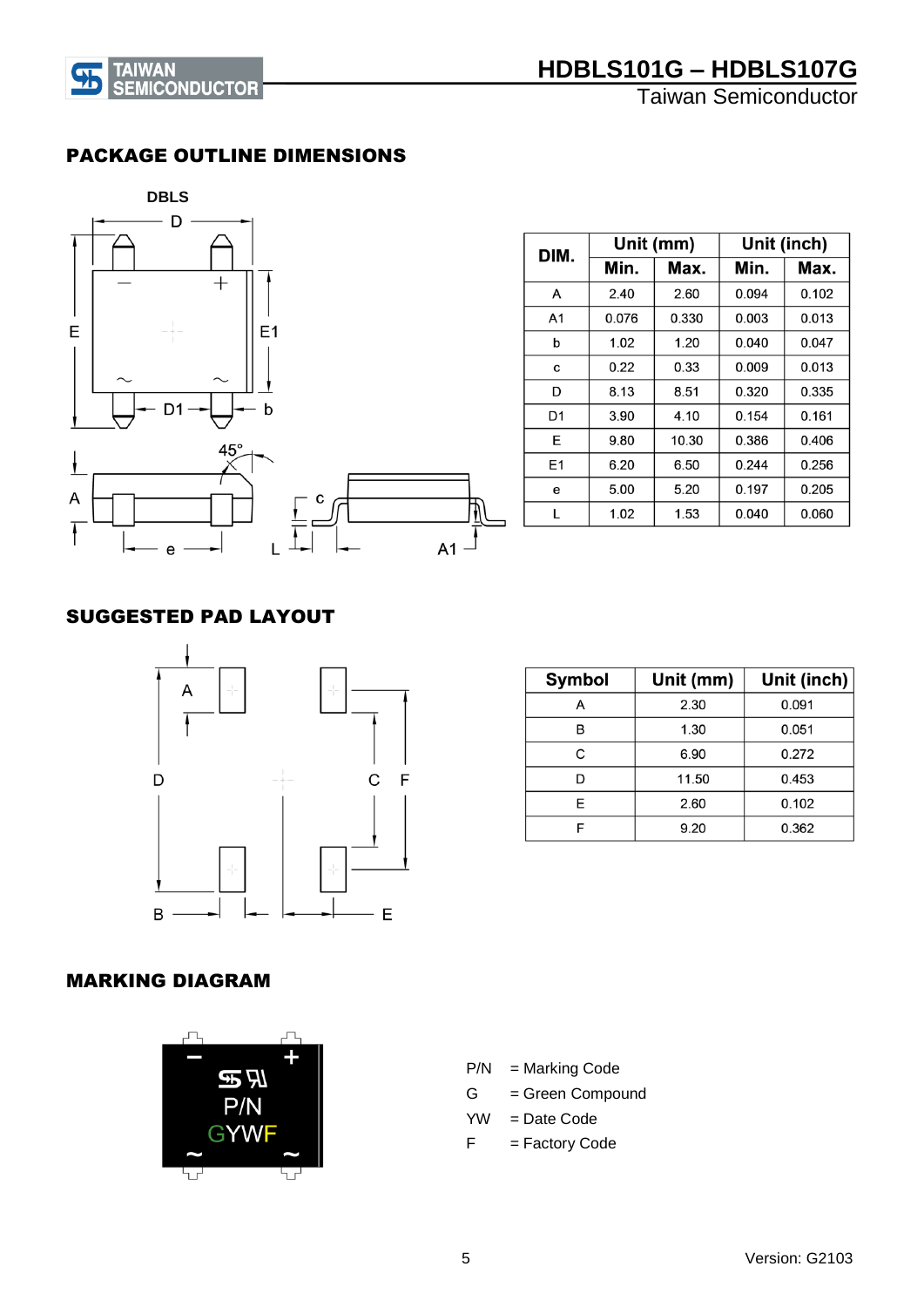## PACKAGE OUTLINE DIMENSIONS

DBLS

| DIM. | Unit (mm) | | Unit (inch) | |
|---|---|---|---|---|
| | Min. | Max. | Min. | Max. |
| A | 2.40 | 2.60 | 0.094 | 0.102 |
| A1 | 0.076 | 0.330 | 0.003 | 0.013 |
| b | 1.02 | 1.20 | 0.040 | 0.047 |
| c | 0.22 | 0.33 | 0.009 | 0.013 |
| D | 8.13 | 8.51 | 0.320 | 0.335 |
| D1 | 3.90 | 4.10 | 0.154 | 0.161 |
| E | 9.80 | 10.30 | 0.386 | 0.406 |
| E1 | 6.20 | 6.50 | 0.244 | 0.256 |
| e | 5.00 | 5.20 | 0.197 | 0.205 |
| L | 1.02 | 1.53 | 0.040 | 0.060 |

## SUGGESTED PAD LAYOUT

| Symbol | Unit (mm) | Unit (inch) |
|---|---|---|
| A | 2.30 | 0.091 |
| B | 1.30 | 0.051 |
| C | 6.90 | 0.272 |
| D | 11.50 | 0.453 |
| E | 2.60 | 0.102 |
| F | 9.20 | 0.362 |

## MARKING DIAGRAM

P/N = Marking Code
G = Green Compound
YW = Date Code
F = Factory Code

Version: G2103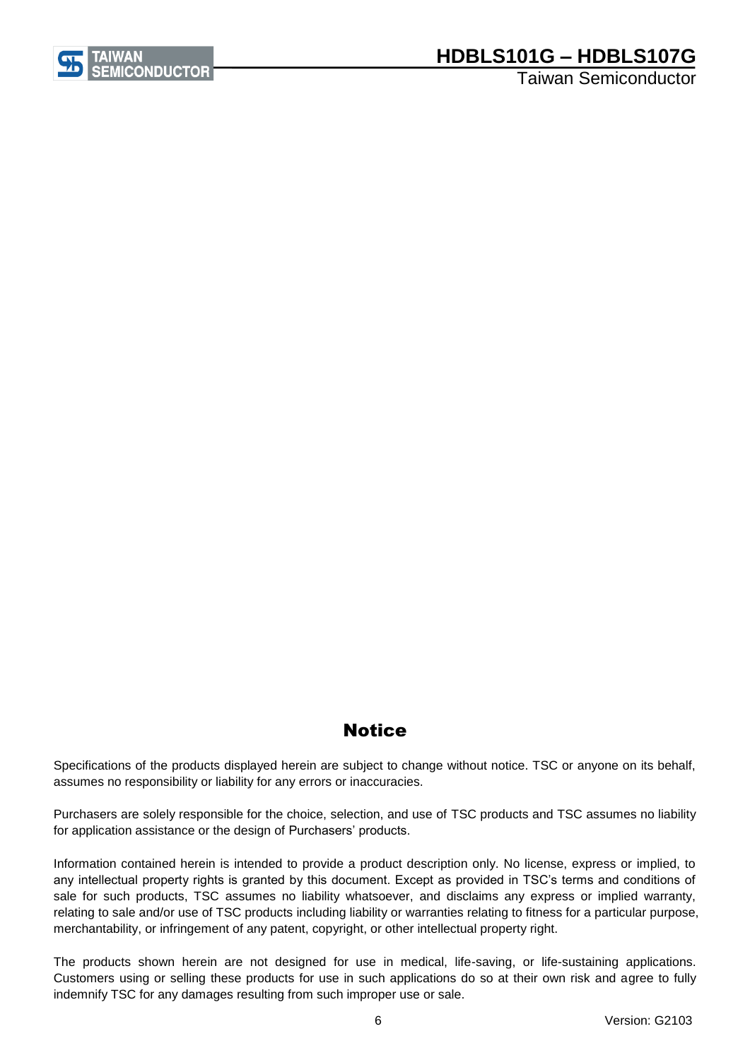# Notice

Specifications of the products displayed herein are subject to change without notice. TSC or anyone on its behalf, assumes no responsibility or liability for any errors or inaccuracies.

Purchasers are solely responsible for the choice, selection, and use of TSC products and TSC assumes no liability for application assistance or the design of Purchasers' products.

Information contained herein is intended to provide a product description only. No license, express or implied, to any intellectual property rights is granted by this document. Except as provided in TSC's terms and conditions of sale for such products, TSC assumes no liability whatsoever, and disclaims any express or implied warranty, relating to sale and/or use of TSC products including liability or warranties relating to fitness for a particular purpose, merchantability, or infringement of any patent, copyright, or other intellectual property right.

The products shown herein are not designed for use in medical, life-saving, or life-sustaining applications. Customers using or selling these products for use in such applications do so at their own risk and agree to fully indemnify TSC for any damages resulting from such improper use or sale.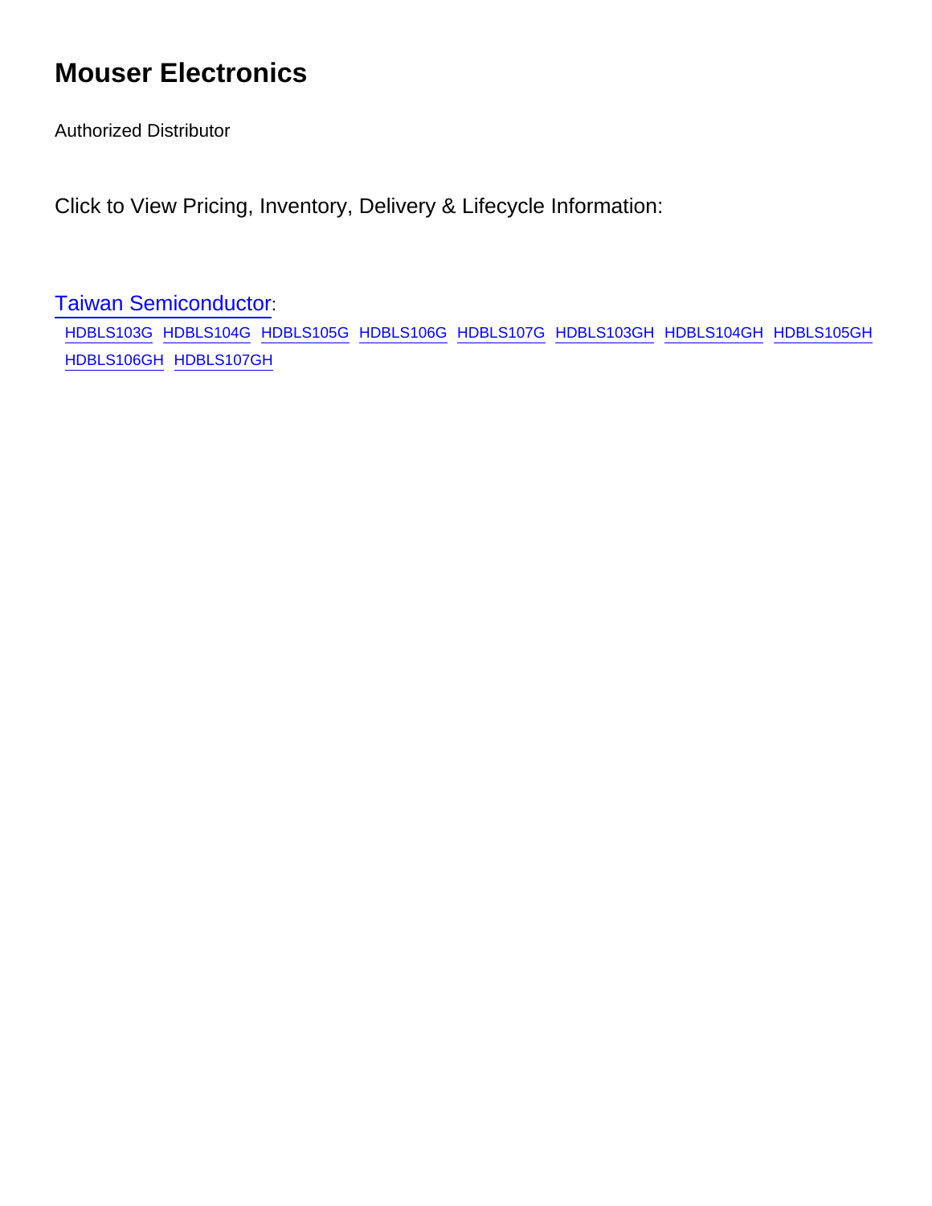# Mouser Electronics

Authorized Distributor

Click to View Pricing, Inventory, Delivery & Lifecycle Information:

Taiwan Semiconductor:

HDBLS103G HDBLS104G HDBLS105G HDBLS106G HDBLS107G HDBLS103GH HDBLS104GH HDBLS105GH HDBLS106GH HDBLS107GH